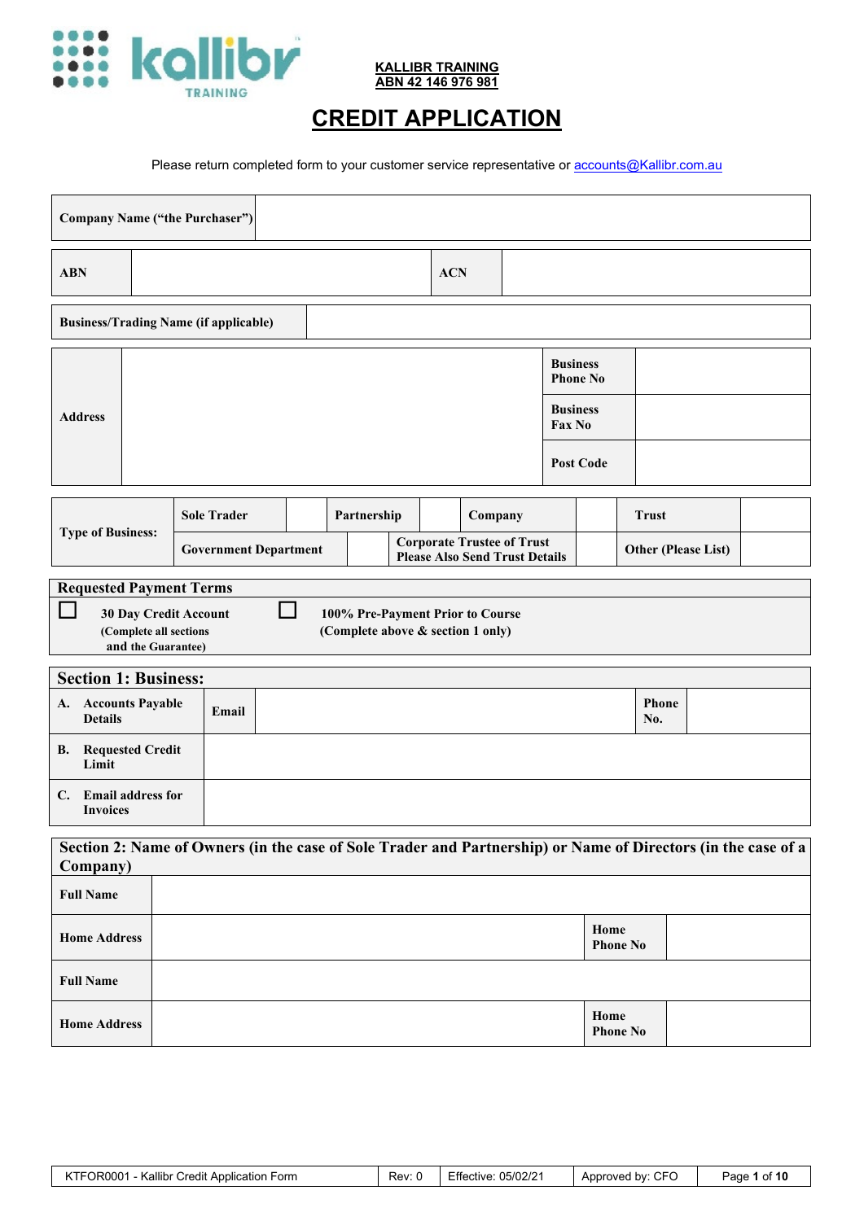**KALLIBR TRAINING**
**ABN 42 146 976 981**

# CREDIT APPLICATION

Please return completed form to your customer service representative or accounts@Kallibr.com.au

| **Company Name ("the Purchaser")** | |
|---|---|

| **ABN** | | **ACN** | |
|---|---|---|---|

| **Business/Trading Name (if applicable)** | |
|---|---|

| **Address** | | **Business Phone No** | |
|---|---|---|---|
| | | **Business Fax No** | |
| | | **Post Code** | |

| **Type of Business:** | **Sole Trader** | | **Partnership** | | **Company** | | **Trust** | |
|---|---|---|---|---|---|---|---|---|
| | **Government Department** | | | **Corporate Trustee of Trust Please Also Send Trust Details** | | | **Other (Please List)** | |

**Requested Payment Terms**

☐ **30 Day Credit Account** (Complete all sections and the Guarantee)

☐ **100% Pre-Payment Prior to Course** (Complete above & section 1 only)

| **Section 1: Business:** | | | | |
|---|---|---|---|---|
| **A. Accounts Payable Details** | **Email** | | **Phone No.** | |
| **B. Requested Credit Limit** | | | | |
| **C. Email address for Invoices** | | | | |

| **Section 2: Name of Owners (in the case of Sole Trader and Partnership) or Name of Directors (in the case of a Company)** | | | |
|---|---|---|---|
| **Full Name** | | | |
| **Home Address** | | **Home Phone No** | |
| **Full Name** | | | |
| **Home Address** | | **Home Phone No** | |

| KTFOR0001 - Kallibr Credit Application Form | Rev: 0 | Effective: 05/02/21 | Approved by: CFO |
|---|---|---|---|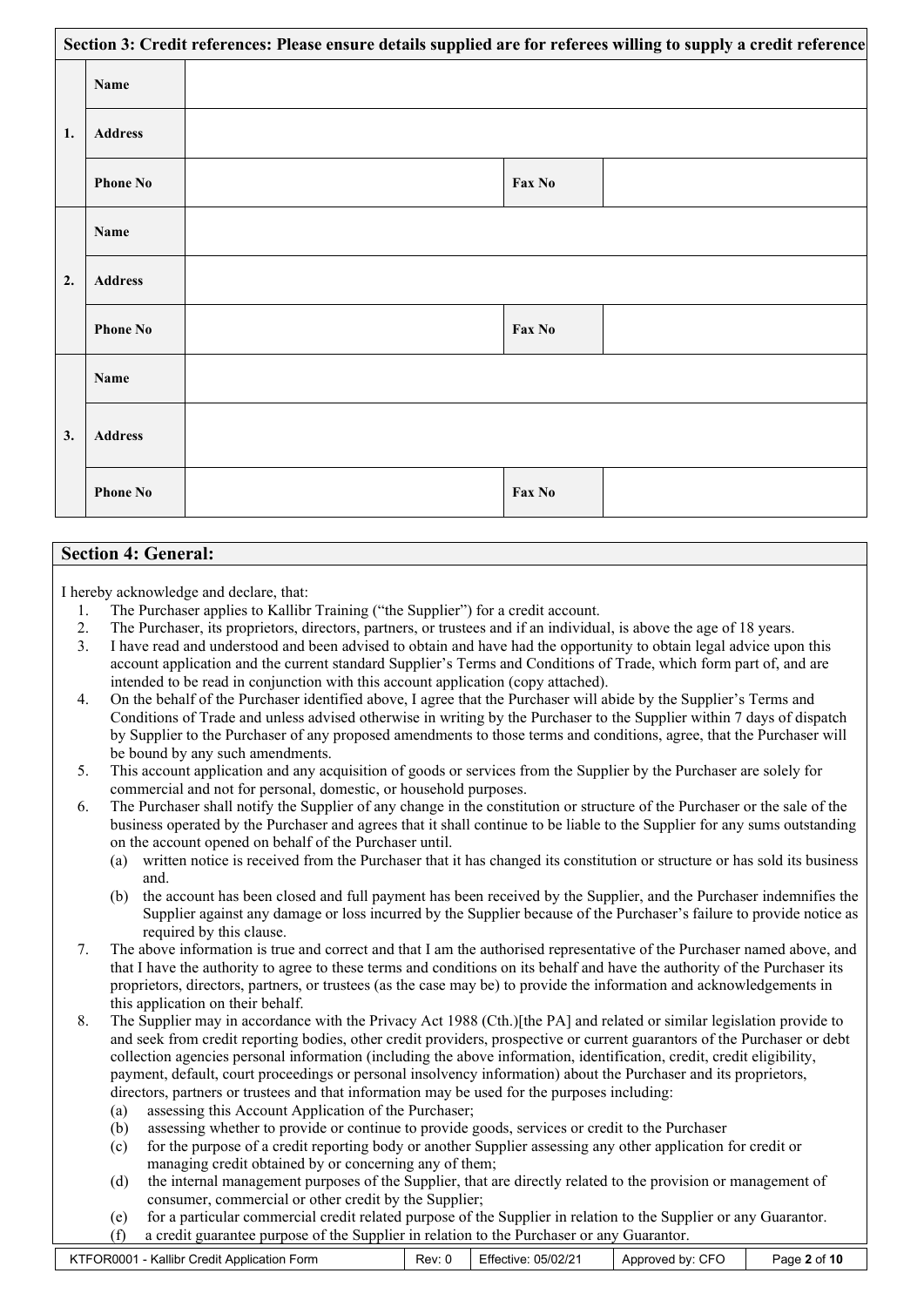| Section 3: Credit references: Please ensure details supplied are for referees willing to supply a credit reference | | | | |
|---|---|---|---|---|
| 1. | Name | | | |
| | Address | | | |
| | Phone No | | Fax No | |
| 2. | Name | | | |
| | Address | | | |
| | Phone No | | Fax No | |
| 3. | Name | | | |
| | Address | | | |
| | Phone No | | Fax No | |

## Section 4: General:

I hereby acknowledge and declare, that:

1. The Purchaser applies to Kallibr Training ("the Supplier") for a credit account.
2. The Purchaser, its proprietors, directors, partners, or trustees and if an individual, is above the age of 18 years.
3. I have read and understood and been advised to obtain and have had the opportunity to obtain legal advice upon this account application and the current standard Supplier's Terms and Conditions of Trade, which form part of, and are intended to be read in conjunction with this account application (copy attached).
4. On the behalf of the Purchaser identified above, I agree that the Purchaser will abide by the Supplier's Terms and Conditions of Trade and unless advised otherwise in writing by the Purchaser to the Supplier within 7 days of dispatch by Supplier to the Purchaser of any proposed amendments to those terms and conditions, agree, that the Purchaser will be bound by any such amendments.
5. This account application and any acquisition of goods or services from the Supplier by the Purchaser are solely for commercial and not for personal, domestic, or household purposes.
6. The Purchaser shall notify the Supplier of any change in the constitution or structure of the Purchaser or the sale of the business operated by the Purchaser and agrees that it shall continue to be liable to the Supplier for any sums outstanding on the account opened on behalf of the Purchaser until.
   (a) written notice is received from the Purchaser that it has changed its constitution or structure or has sold its business and.
   (b) the account has been closed and full payment has been received by the Supplier, and the Purchaser indemnifies the Supplier against any damage or loss incurred by the Supplier because of the Purchaser's failure to provide notice as required by this clause.
7. The above information is true and correct and that I am the authorised representative of the Purchaser named above, and that I have the authority to agree to these terms and conditions on its behalf and have the authority of the Purchaser its proprietors, directors, partners, or trustees (as the case may be) to provide the information and acknowledgements in this application on their behalf.
8. The Supplier may in accordance with the Privacy Act 1988 (Cth.)[the PA] and related or similar legislation provide to and seek from credit reporting bodies, other credit providers, prospective or current guarantors of the Purchaser or debt collection agencies personal information (including the above information, identification, credit, credit eligibility, payment, default, court proceedings or personal insolvency information) about the Purchaser and its proprietors, directors, partners or trustees and that information may be used for the purposes including:
   (a) assessing this Account Application of the Purchaser;
   (b) assessing whether to provide or continue to provide goods, services or credit to the Purchaser
   (c) for the purpose of a credit reporting body or another Supplier assessing any other application for credit or managing credit obtained by or concerning any of them;
   (d) the internal management purposes of the Supplier, that are directly related to the provision or management of consumer, commercial or other credit by the Supplier;
   (e) for a particular commercial credit related purpose of the Supplier in relation to the Supplier or any Guarantor.
   (f) a credit guarantee purpose of the Supplier in relation to the Purchaser or any Guarantor.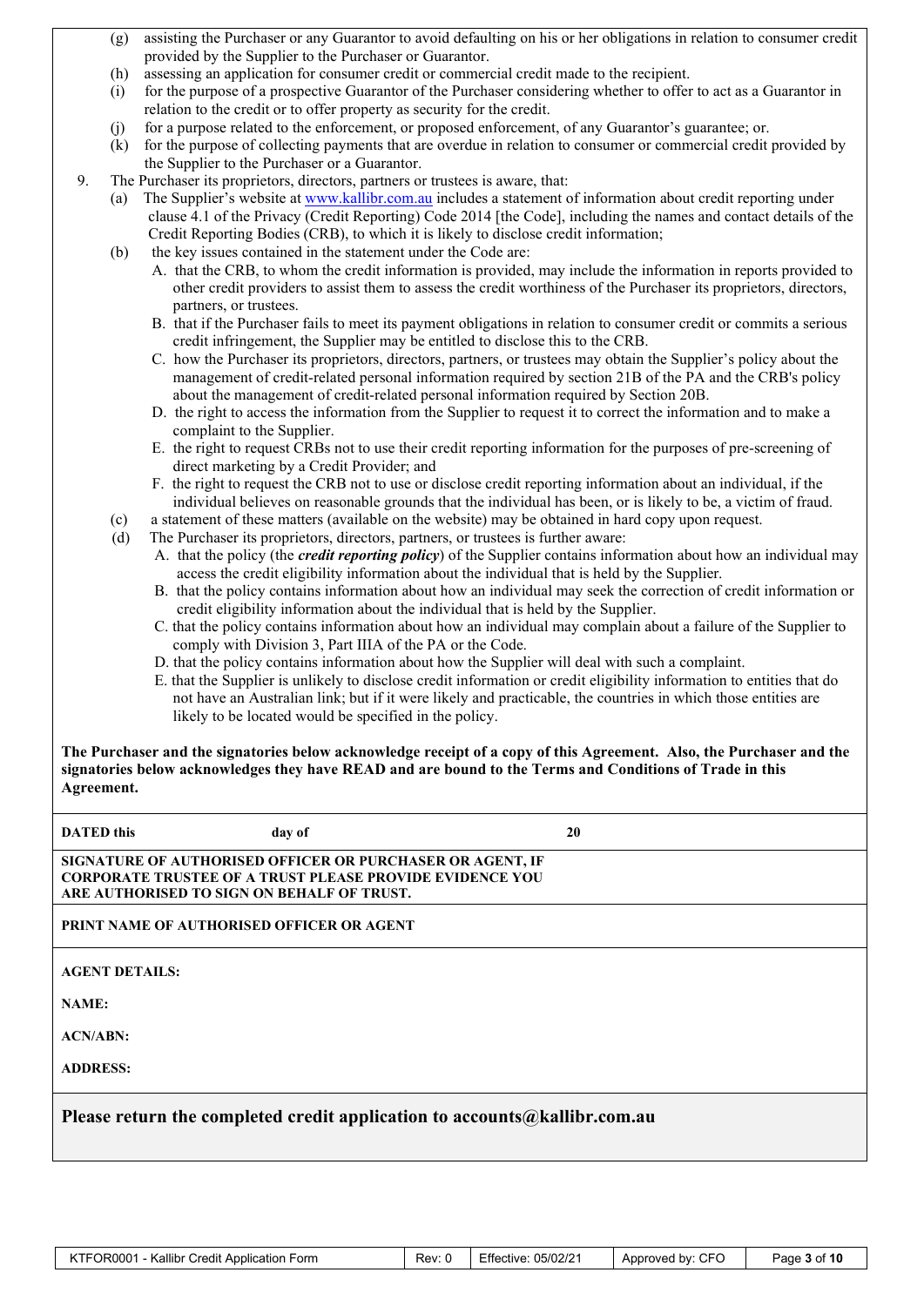(g) assisting the Purchaser or any Guarantor to avoid defaulting on his or her obligations in relation to consumer credit provided by the Supplier to the Purchaser or Guarantor.

(h) assessing an application for consumer credit or commercial credit made to the recipient.

(i) for the purpose of a prospective Guarantor of the Purchaser considering whether to offer to act as a Guarantor in relation to the credit or to offer property as security for the credit.

(j) for a purpose related to the enforcement, or proposed enforcement, of any Guarantor's guarantee; or.

(k) for the purpose of collecting payments that are overdue in relation to consumer or commercial credit provided by the Supplier to the Purchaser or a Guarantor.

9. The Purchaser its proprietors, directors, partners or trustees is aware, that:

(a) The Supplier's website at www.kallibr.com.au includes a statement of information about credit reporting under clause 4.1 of the Privacy (Credit Reporting) Code 2014 [the Code], including the names and contact details of the Credit Reporting Bodies (CRB), to which it is likely to disclose credit information;

(b) the key issues contained in the statement under the Code are:

A. that the CRB, to whom the credit information is provided, may include the information in reports provided to other credit providers to assist them to assess the credit worthiness of the Purchaser its proprietors, directors, partners, or trustees.

B. that if the Purchaser fails to meet its payment obligations in relation to consumer credit or commits a serious credit infringement, the Supplier may be entitled to disclose this to the CRB.

C. how the Purchaser its proprietors, directors, partners, or trustees may obtain the Supplier's policy about the management of credit-related personal information required by section 21B of the PA and the CRB's policy about the management of credit-related personal information required by Section 20B.

D. the right to access the information from the Supplier to request it to correct the information and to make a complaint to the Supplier.

E. the right to request CRBs not to use their credit reporting information for the purposes of pre-screening of direct marketing by a Credit Provider; and

F. the right to request the CRB not to use or disclose credit reporting information about an individual, if the individual believes on reasonable grounds that the individual has been, or is likely to be, a victim of fraud.

(c) a statement of these matters (available on the website) may be obtained in hard copy upon request.

(d) The Purchaser its proprietors, directors, partners, or trustees is further aware:

A. that the policy (the ***credit reporting policy***) of the Supplier contains information about how an individual may access the credit eligibility information about the individual that is held by the Supplier.

B. that the policy contains information about how an individual may seek the correction of credit information or credit eligibility information about the individual that is held by the Supplier.

C. that the policy contains information about how an individual may complain about a failure of the Supplier to comply with Division 3, Part IIIA of the PA or the Code.

D. that the policy contains information about how the Supplier will deal with such a complaint.

E. that the Supplier is unlikely to disclose credit information or credit eligibility information to entities that do not have an Australian link; but if it were likely and practicable, the countries in which those entities are likely to be located would be specified in the policy.

**The Purchaser and the signatories below acknowledge receipt of a copy of this Agreement. Also, the Purchaser and the signatories below acknowledges they have READ and are bound to the Terms and Conditions of Trade in this Agreement.**

| **DATED this** | **day of** | **20** |
|---|---|---|

**SIGNATURE OF AUTHORISED OFFICER OR PURCHASER OR AGENT, IF CORPORATE TRUSTEE OF A TRUST PLEASE PROVIDE EVIDENCE YOU ARE AUTHORISED TO SIGN ON BEHALF OF TRUST.**

**PRINT NAME OF AUTHORISED OFFICER OR AGENT**

**AGENT DETAILS:**

**NAME:**

**ACN/ABN:**

**ADDRESS:**

**Please return the completed credit application to accounts@kallibr.com.au**

| KTFOR0001 - Kallibr Credit Application Form | Rev: 0 | Effective: 05/02/21 | Approved by: CFO |
|---|---|---|---|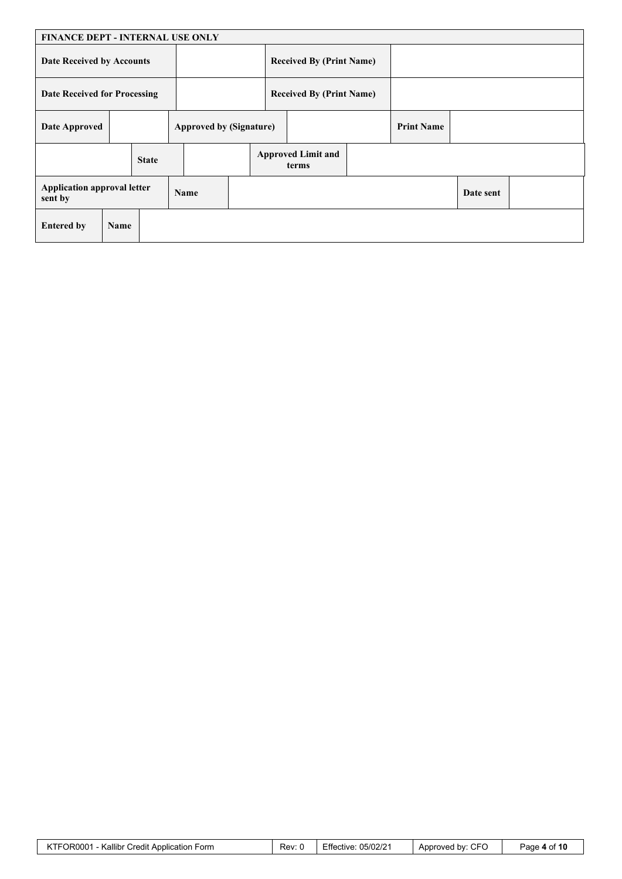| FINANCE DEPT - INTERNAL USE ONLY | | | |
|---|---|---|---|
| **Date Received by Accounts** | | **Received By (Print Name)** | |
| **Date Received for Processing** | | **Received By (Print Name)** | |

| **Date Approved** | | **Approved by (Signature)** | | **Print Name** | |
|---|---|---|---|---|---|

| | **State** | | **Approved Limit and terms** | |
|---|---|---|---|---|

| **Application approval letter sent by** | **Name** | | **Date sent** | |
|---|---|---|---|---|

| **Entered by** | **Name** | |
|---|---|---|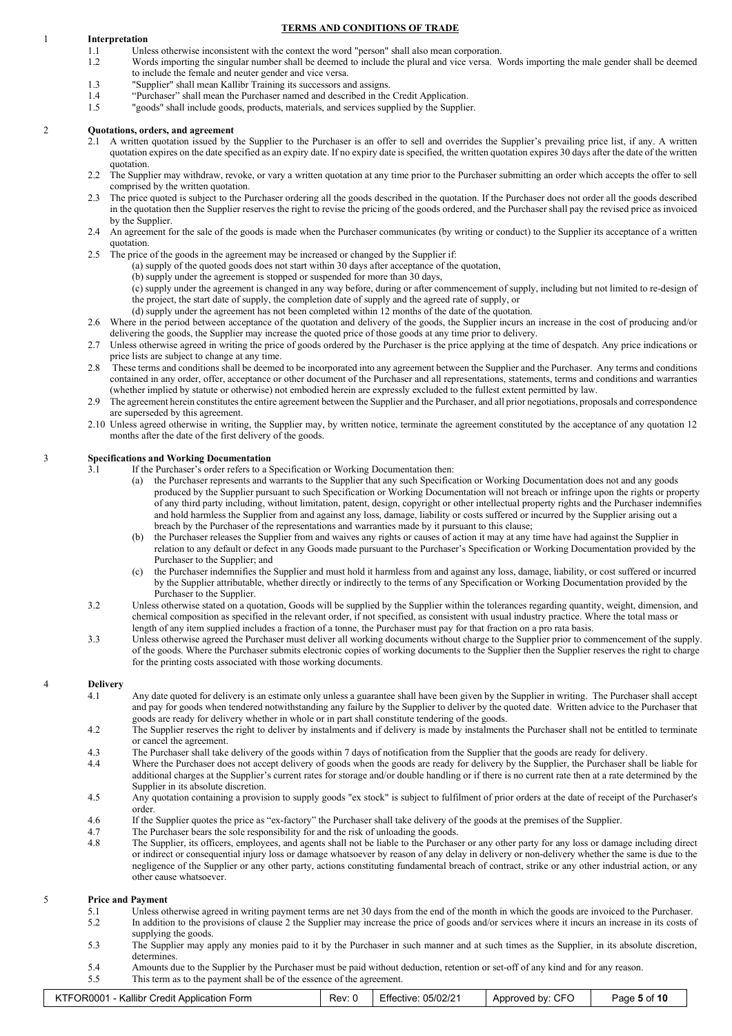# TERMS AND CONDITIONS OF TRADE

## 1 Interpretation

1.1 Unless otherwise inconsistent with the context the word "person" shall also mean corporation.

1.2 Words importing the singular number shall be deemed to include the plural and vice versa. Words importing the male gender shall be deemed to include the female and neuter gender and vice versa.

1.3 "Supplier" shall mean Kallibr Training its successors and assigns.

1.4 "Purchaser" shall mean the Purchaser named and described in the Credit Application.

1.5 "goods" shall include goods, products, materials, and services supplied by the Supplier.

## 2 Quotations, orders, and agreement

2.1 A written quotation issued by the Supplier to the Purchaser is an offer to sell and overrides the Supplier's prevailing price list, if any. A written quotation expires on the date specified as an expiry date. If no expiry date is specified, the written quotation expires 30 days after the date of the written quotation.

2.2 The Supplier may withdraw, revoke, or vary a written quotation at any time prior to the Purchaser submitting an order which accepts the offer to sell comprised by the written quotation.

2.3 The price quoted is subject to the Purchaser ordering all the goods described in the quotation. If the Purchaser does not order all the goods described in the quotation then the Supplier reserves the right to revise the pricing of the goods ordered, and the Purchaser shall pay the revised price as invoiced by the Supplier.

2.4 An agreement for the sale of the goods is made when the Purchaser communicates (by writing or conduct) to the Supplier its acceptance of a written quotation.

2.5 The price of the goods in the agreement may be increased or changed by the Supplier if:

(a) supply of the quoted goods does not start within 30 days after acceptance of the quotation,

(b) supply under the agreement is stopped or suspended for more than 30 days,

(c) supply under the agreement is changed in any way before, during or after commencement of supply, including but not limited to re-design of the project, the start date of supply, the completion date of supply and the agreed rate of supply, or

(d) supply under the agreement has not been completed within 12 months of the date of the quotation.

2.6 Where in the period between acceptance of the quotation and delivery of the goods, the Supplier incurs an increase in the cost of producing and/or delivering the goods, the Supplier may increase the quoted price of those goods at any time prior to delivery.

2.7 Unless otherwise agreed in writing the price of goods ordered by the Purchaser is the price applying at the time of despatch. Any price indications or price lists are subject to change at any time.

2.8 These terms and conditions shall be deemed to be incorporated into any agreement between the Supplier and the Purchaser. Any terms and conditions contained in any order, offer, acceptance or other document of the Purchaser and all representations, statements, terms and conditions and warranties (whether implied by statute or otherwise) not embodied herein are expressly excluded to the fullest extent permitted by law.

2.9 The agreement herein constitutes the entire agreement between the Supplier and the Purchaser, and all prior negotiations, proposals and correspondence are superseded by this agreement.

2.10 Unless agreed otherwise in writing, the Supplier may, by written notice, terminate the agreement constituted by the acceptance of any quotation 12 months after the date of the first delivery of the goods.

## 3 Specifications and Working Documentation

3.1 If the Purchaser's order refers to a Specification or Working Documentation then:

(a) the Purchaser represents and warrants to the Supplier that any such Specification or Working Documentation does not and any goods produced by the Supplier pursuant to such Specification or Working Documentation will not breach or infringe upon the rights or property of any third party including, without limitation, patent, design, copyright or other intellectual property rights and the Purchaser indemnifies and hold harmless the Supplier from and against any loss, damage, liability or costs suffered or incurred by the Supplier arising out a breach by the Purchaser of the representations and warranties made by it pursuant to this clause;

(b) the Purchaser releases the Supplier from and waives any rights or causes of action it may at any time have had against the Supplier in relation to any default or defect in any Goods made pursuant to the Purchaser's Specification or Working Documentation provided by the Purchaser to the Supplier; and

(c) the Purchaser indemnifies the Supplier and must hold it harmless from and against any loss, damage, liability, or cost suffered or incurred by the Supplier attributable, whether directly or indirectly to the terms of any Specification or Working Documentation provided by the Purchaser to the Supplier.

3.2 Unless otherwise stated on a quotation, Goods will be supplied by the Supplier within the tolerances regarding quantity, weight, dimension, and chemical composition as specified in the relevant order, if not specified, as consistent with usual industry practice. Where the total mass or length of any item supplied includes a fraction of a tonne, the Purchaser must pay for that fraction on a pro rata basis.

3.3 Unless otherwise agreed the Purchaser must deliver all working documents without charge to the Supplier prior to commencement of the supply. of the goods. Where the Purchaser submits electronic copies of working documents to the Supplier then the Supplier reserves the right to charge for the printing costs associated with those working documents.

## 4 Delivery

4.1 Any date quoted for delivery is an estimate only unless a guarantee shall have been given by the Supplier in writing. The Purchaser shall accept and pay for goods when tendered notwithstanding any failure by the Supplier to deliver by the quoted date. Written advice to the Purchaser that goods are ready for delivery whether in whole or in part shall constitute tendering of the goods.

4.2 The Supplier reserves the right to deliver by instalments and if delivery is made by instalments the Purchaser shall not be entitled to terminate or cancel the agreement.

4.3 The Purchaser shall take delivery of the goods within 7 days of notification from the Supplier that the goods are ready for delivery.

4.4 Where the Purchaser does not accept delivery of goods when the goods are ready for delivery by the Supplier, the Purchaser shall be liable for additional charges at the Supplier's current rates for storage and/or double handling or if there is no current rate then at a rate determined by the Supplier in its absolute discretion.

4.5 Any quotation containing a provision to supply goods "ex stock" is subject to fulfilment of prior orders at the date of receipt of the Purchaser's order.

4.6 If the Supplier quotes the price as "ex-factory" the Purchaser shall take delivery of the goods at the premises of the Supplier.

4.7 The Purchaser bears the sole responsibility for and the risk of unloading the goods.

4.8 The Supplier, its officers, employees, and agents shall not be liable to the Purchaser or any other party for any loss or damage including direct or indirect or consequential injury loss or damage whatsoever by reason of any delay in delivery or non-delivery whether the same is due to the negligence of the Supplier or any other party, actions constituting fundamental breach of contract, strike or any other industrial action, or any other cause whatsoever.

## 5 Price and Payment

5.1 Unless otherwise agreed in writing payment terms are net 30 days from the end of the month in which the goods are invoiced to the Purchaser.

5.2 In addition to the provisions of clause 2 the Supplier may increase the price of goods and/or services where it incurs an increase in its costs of supplying the goods.

5.3 The Supplier may apply any monies paid to it by the Purchaser in such manner and at such times as the Supplier, in its absolute discretion, determines.

5.4 Amounts due to the Supplier by the Purchaser must be paid without deduction, retention or set-off of any kind and for any reason.

5.5 This term as to the payment shall be of the essence of the agreement.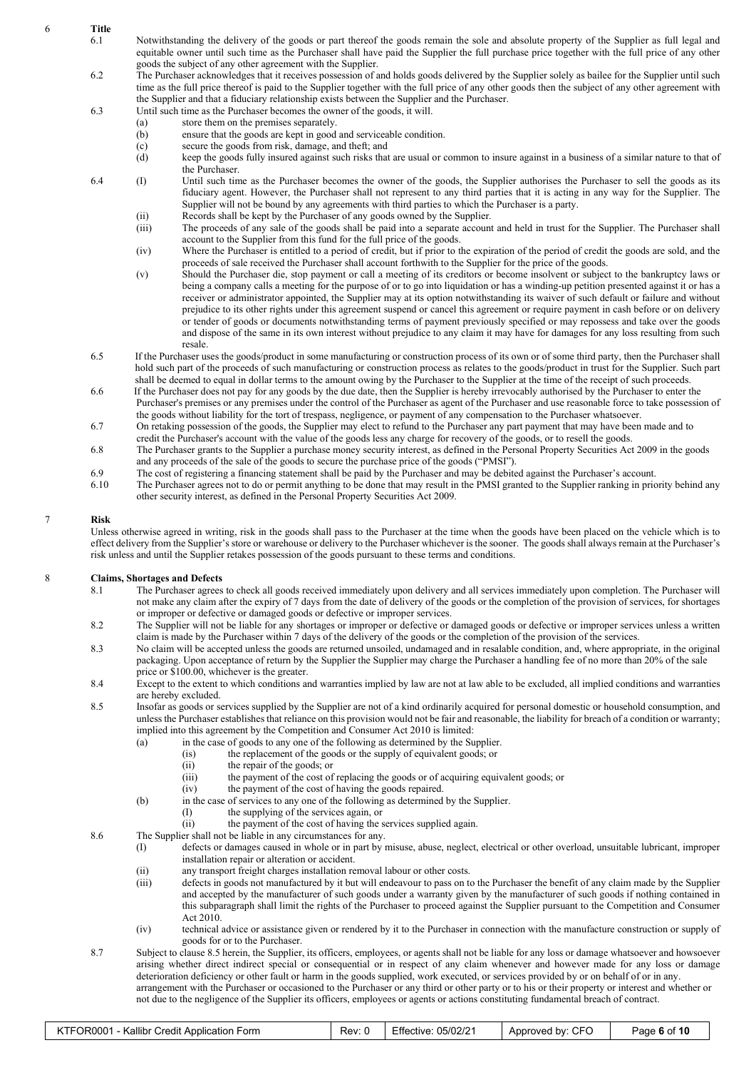## 6 Title

6.1 Notwithstanding the delivery of the goods or part thereof the goods remain the sole and absolute property of the Supplier as full legal and equitable owner until such time as the Purchaser shall have paid the Supplier the full purchase price together with the full price of any other goods the subject of any other agreement with the Supplier.

6.2 The Purchaser acknowledges that it receives possession of and holds goods delivered by the Supplier solely as bailee for the Supplier until such time as the full price thereof is paid to the Supplier together with the full price of any other goods then the subject of any other agreement with the Supplier and that a fiduciary relationship exists between the Supplier and the Purchaser.

6.3 Until such time as the Purchaser becomes the owner of the goods, it will.

- (a) store them on the premises separately.
- (b) ensure that the goods are kept in good and serviceable condition.
- (c) secure the goods from risk, damage, and theft; and
- (d) keep the goods fully insured against such risks that are usual or common to insure against in a business of a similar nature to that of the Purchaser.

6.4

- (I) Until such time as the Purchaser becomes the owner of the goods, the Supplier authorises the Purchaser to sell the goods as its fiduciary agent. However, the Purchaser shall not represent to any third parties that it is acting in any way for the Supplier. The Supplier will not be bound by any agreements with third parties to which the Purchaser is a party.
- (ii) Records shall be kept by the Purchaser of any goods owned by the Supplier.
- (iii) The proceeds of any sale of the goods shall be paid into a separate account and held in trust for the Supplier. The Purchaser shall account to the Supplier from this fund for the full price of the goods.
- (iv) Where the Purchaser is entitled to a period of credit, but if prior to the expiration of the period of credit the goods are sold, and the proceeds of sale received the Purchaser shall account forthwith to the Supplier for the price of the goods.
- (v) Should the Purchaser die, stop payment or call a meeting of its creditors or become insolvent or subject to the bankruptcy laws or being a company calls a meeting for the purpose of or to go into liquidation or has a winding-up petition presented against it or has a receiver or administrator appointed, the Supplier may at its option notwithstanding its waiver of such default or failure and without prejudice to its other rights under this agreement suspend or cancel this agreement or require payment in cash before or on delivery or tender of goods or documents notwithstanding terms of payment previously specified or may repossess and take over the goods and dispose of the same in its own interest without prejudice to any claim it may have for damages for any loss resulting from such resale.

6.5 If the Purchaser uses the goods/product in some manufacturing or construction process of its own or of some third party, then the Purchaser shall hold such part of the proceeds of such manufacturing or construction process as relates to the goods/product in trust for the Supplier. Such part shall be deemed to equal in dollar terms to the amount owing by the Purchaser to the Supplier at the time of the receipt of such proceeds.

6.6 If the Purchaser does not pay for any goods by the due date, then the Supplier is hereby irrevocably authorised by the Purchaser to enter the Purchaser's premises or any premises under the control of the Purchaser as agent of the Purchaser and use reasonable force to take possession of the goods without liability for the tort of trespass, negligence, or payment of any compensation to the Purchaser whatsoever.

6.7 On retaking possession of the goods, the Supplier may elect to refund to the Purchaser any part payment that may have been made and to credit the Purchaser's account with the value of the goods less any charge for recovery of the goods, or to resell the goods.

6.8 The Purchaser grants to the Supplier a purchase money security interest, as defined in the Personal Property Securities Act 2009 in the goods and any proceeds of the sale of the goods to secure the purchase price of the goods ("PMSI").

6.9 The cost of registering a financing statement shall be paid by the Purchaser and may be debited against the Purchaser's account.

6.10 The Purchaser agrees not to do or permit anything to be done that may result in the PMSI granted to the Supplier ranking in priority behind any other security interest, as defined in the Personal Property Securities Act 2009.

## 7 Risk

Unless otherwise agreed in writing, risk in the goods shall pass to the Purchaser at the time when the goods have been placed on the vehicle which is to effect delivery from the Supplier's store or warehouse or delivery to the Purchaser whichever is the sooner. The goods shall always remain at the Purchaser's risk unless and until the Supplier retakes possession of the goods pursuant to these terms and conditions.

## 8 Claims, Shortages and Defects

8.1 The Purchaser agrees to check all goods received immediately upon delivery and all services immediately upon completion. The Purchaser will not make any claim after the expiry of 7 days from the date of delivery of the goods or the completion of the provision of services, for shortages or improper or defective or damaged goods or defective or improper services.

8.2 The Supplier will not be liable for any shortages or improper or defective or damaged goods or defective or improper services unless a written claim is made by the Purchaser within 7 days of the delivery of the goods or the completion of the provision of the services.

8.3 No claim will be accepted unless the goods are returned unsoiled, undamaged and in resalable condition, and, where appropriate, in the original packaging. Upon acceptance of return by the Supplier the Supplier may charge the Purchaser a handling fee of no more than 20% of the sale price or $100.00, whichever is the greater.

8.4 Except to the extent to which conditions and warranties implied by law are not at law able to be excluded, all implied conditions and warranties are hereby excluded.

8.5 Insofar as goods or services supplied by the Supplier are not of a kind ordinarily acquired for personal domestic or household consumption, and unless the Purchaser establishes that reliance on this provision would not be fair and reasonable, the liability for breach of a condition or warranty; implied into this agreement by the Competition and Consumer Act 2010 is limited:

- (a) in the case of goods to any one of the following as determined by the Supplier.
  - (is) the replacement of the goods or the supply of equivalent goods; or
  - (ii) the repair of the goods; or
  - (iii) the payment of the cost of replacing the goods or of acquiring equivalent goods; or
  - (iv) the payment of the cost of having the goods repaired.
- (b) in the case of services to any one of the following as determined by the Supplier.
  - (I) the supplying of the services again, or
  - (ii) the payment of the cost of having the services supplied again.

8.6 The Supplier shall not be liable in any circumstances for any.

- (I) defects or damages caused in whole or in part by misuse, abuse, neglect, electrical or other overload, unsuitable lubricant, improper installation repair or alteration or accident.
- (ii) any transport freight charges installation removal labour or other costs.
- (iii) defects in goods not manufactured by it but will endeavour to pass on to the Purchaser the benefit of any claim made by the Supplier and accepted by the manufacturer of such goods under a warranty given by the manufacturer of such goods if nothing contained in this subparagraph shall limit the rights of the Purchaser to proceed against the Supplier pursuant to the Competition and Consumer Act 2010.
- (iv) technical advice or assistance given or rendered by it to the Purchaser in connection with the manufacture construction or supply of goods for or to the Purchaser.

8.7 Subject to clause 8.5 herein, the Supplier, its officers, employees, or agents shall not be liable for any loss or damage whatsoever and howsoever arising whether direct indirect special or consequential or in respect of any claim whenever and however made for any loss or damage deterioration deficiency or other fault or harm in the goods supplied, work executed, or services provided by or on behalf of or in any. arrangement with the Purchaser or occasioned to the Purchaser or any third or other party or to his or their property or interest and whether or not due to the negligence of the Supplier its officers, employees or agents or actions constituting fundamental breach of contract.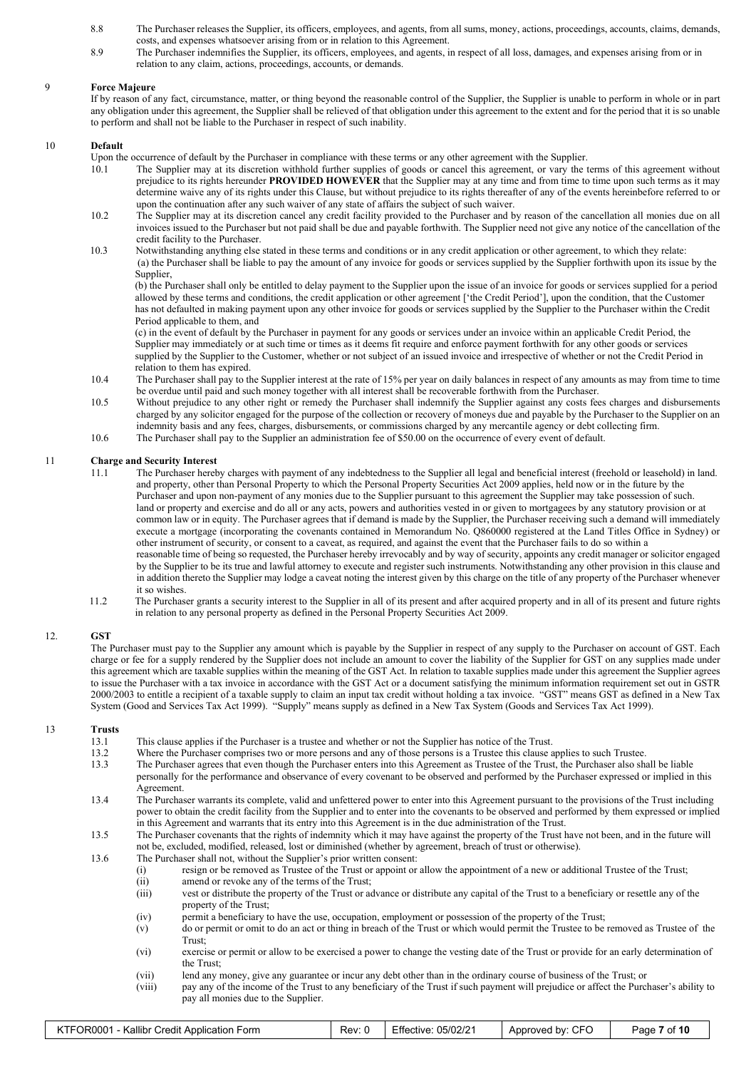8.8 The Purchaser releases the Supplier, its officers, employees, and agents, from all sums, money, actions, proceedings, accounts, claims, demands, costs, and expenses whatsoever arising from or in relation to this Agreement.

8.9 The Purchaser indemnifies the Supplier, its officers, employees, and agents, in respect of all loss, damages, and expenses arising from or in relation to any claim, actions, proceedings, accounts, or demands.

## 9 Force Majeure

If by reason of any fact, circumstance, matter, or thing beyond the reasonable control of the Supplier, the Supplier is unable to perform in whole or in part any obligation under this agreement, the Supplier shall be relieved of that obligation under this agreement to the extent and for the period that it is so unable to perform and shall not be liable to the Purchaser in respect of such inability.

## 10 Default

Upon the occurrence of default by the Purchaser in compliance with these terms or any other agreement with the Supplier.

10.1 The Supplier may at its discretion withhold further supplies of goods or cancel this agreement, or vary the terms of this agreement without prejudice to its rights hereunder **PROVIDED HOWEVER** that the Supplier may at any time and from time to time upon such terms as it may determine waive any of its rights under this Clause, but without prejudice to its rights thereafter of any of the events hereinbefore referred to or upon the continuation after any such waiver of any state of affairs the subject of such waiver.

10.2 The Supplier may at its discretion cancel any credit facility provided to the Purchaser and by reason of the cancellation all monies due on all invoices issued to the Purchaser but not paid shall be due and payable forthwith. The Supplier need not give any notice of the cancellation of the credit facility to the Purchaser.

10.3 Notwithstanding anything else stated in these terms and conditions or in any credit application or other agreement, to which they relate:

(a) the Purchaser shall be liable to pay the amount of any invoice for goods or services supplied by the Supplier forthwith upon its issue by the Supplier,

(b) the Purchaser shall only be entitled to delay payment to the Supplier upon the issue of an invoice for goods or services supplied for a period allowed by these terms and conditions, the credit application or other agreement ['the Credit Period'], upon the condition, that the Customer has not defaulted in making payment upon any other invoice for goods or services supplied by the Supplier to the Purchaser within the Credit Period applicable to them, and

(c) in the event of default by the Purchaser in payment for any goods or services under an invoice within an applicable Credit Period, the Supplier may immediately or at such time or times as it deems fit require and enforce payment forthwith for any other goods or services supplied by the Supplier to the Customer, whether or not subject of an issued invoice and irrespective of whether or not the Credit Period in relation to them has expired.

10.4 The Purchaser shall pay to the Supplier interest at the rate of 15% per year on daily balances in respect of any amounts as may from time to time be overdue until paid and such money together with all interest shall be recoverable forthwith from the Purchaser.

10.5 Without prejudice to any other right or remedy the Purchaser shall indemnify the Supplier against any costs fees charges and disbursements charged by any solicitor engaged for the purpose of the collection or recovery of moneys due and payable by the Purchaser to the Supplier on an indemnity basis and any fees, charges, disbursements, or commissions charged by any mercantile agency or debt collecting firm.

10.6 The Purchaser shall pay to the Supplier an administration fee of $50.00 on the occurrence of every event of default.

## 11 Charge and Security Interest

11.1 The Purchaser hereby charges with payment of any indebtedness to the Supplier all legal and beneficial interest (freehold or leasehold) in land. and property, other than Personal Property to which the Personal Property Securities Act 2009 applies, held now or in the future by the Purchaser and upon non-payment of any monies due to the Supplier pursuant to this agreement the Supplier may take possession of such. land or property and exercise and do all or any acts, powers and authorities vested in or given to mortgagees by any statutory provision or at common law or in equity. The Purchaser agrees that if demand is made by the Supplier, the Purchaser receiving such a demand will immediately execute a mortgage (incorporating the covenants contained in Memorandum No. Q860000 registered at the Land Titles Office in Sydney) or other instrument of security, or consent to a caveat, as required, and against the event that the Purchaser fails to do so within a reasonable time of being so requested, the Purchaser hereby irrevocably and by way of security, appoints any credit manager or solicitor engaged by the Supplier to be its true and lawful attorney to execute and register such instruments. Notwithstanding any other provision in this clause and in addition thereto the Supplier may lodge a caveat noting the interest given by this charge on the title of any property of the Purchaser whenever it so wishes.

11.2 The Purchaser grants a security interest to the Supplier in all of its present and after acquired property and in all of its present and future rights in relation to any personal property as defined in the Personal Property Securities Act 2009.

## 12. GST

The Purchaser must pay to the Supplier any amount which is payable by the Supplier in respect of any supply to the Purchaser on account of GST. Each charge or fee for a supply rendered by the Supplier does not include an amount to cover the liability of the Supplier for GST on any supplies made under this agreement which are taxable supplies within the meaning of the GST Act. In relation to taxable supplies made under this agreement the Supplier agrees to issue the Purchaser with a tax invoice in accordance with the GST Act or a document satisfying the minimum information requirement set out in GSTR 2000/2003 to entitle a recipient of a taxable supply to claim an input tax credit without holding a tax invoice. "GST" means GST as defined in a New Tax System (Good and Services Tax Act 1999). "Supply" means supply as defined in a New Tax System (Goods and Services Tax Act 1999).

## 13 Trusts

13.1 This clause applies if the Purchaser is a trustee and whether or not the Supplier has notice of the Trust.

13.2 Where the Purchaser comprises two or more persons and any of those persons is a Trustee this clause applies to such Trustee.

13.3 The Purchaser agrees that even though the Purchaser enters into this Agreement as Trustee of the Trust, the Purchaser also shall be liable personally for the performance and observance of every covenant to be observed and performed by the Purchaser expressed or implied in this Agreement.

13.4 The Purchaser warrants its complete, valid and unfettered power to enter into this Agreement pursuant to the provisions of the Trust including power to obtain the credit facility from the Supplier and to enter into the covenants to be observed and performed by them expressed or implied in this Agreement and warrants that its entry into this Agreement is in the due administration of the Trust.

13.5 The Purchaser covenants that the rights of indemnity which it may have against the property of the Trust have not been, and in the future will not be, excluded, modified, released, lost or diminished (whether by agreement, breach of trust or otherwise).

13.6 The Purchaser shall not, without the Supplier's prior written consent:

(i) resign or be removed as Trustee of the Trust or appoint or allow the appointment of a new or additional Trustee of the Trust;

(ii) amend or revoke any of the terms of the Trust;

(iii) vest or distribute the property of the Trust or advance or distribute any capital of the Trust to a beneficiary or resettle any of the property of the Trust;

(iv) permit a beneficiary to have the use, occupation, employment or possession of the property of the Trust;

(v) do or permit or omit to do an act or thing in breach of the Trust or which would permit the Trustee to be removed as Trustee of the Trust;

(vi) exercise or permit or allow to be exercised a power to change the vesting date of the Trust or provide for an early determination of the Trust;

(vii) lend any money, give any guarantee or incur any debt other than in the ordinary course of business of the Trust; or

(viii) pay any of the income of the Trust to any beneficiary of the Trust if such payment will prejudice or affect the Purchaser's ability to pay all monies due to the Supplier.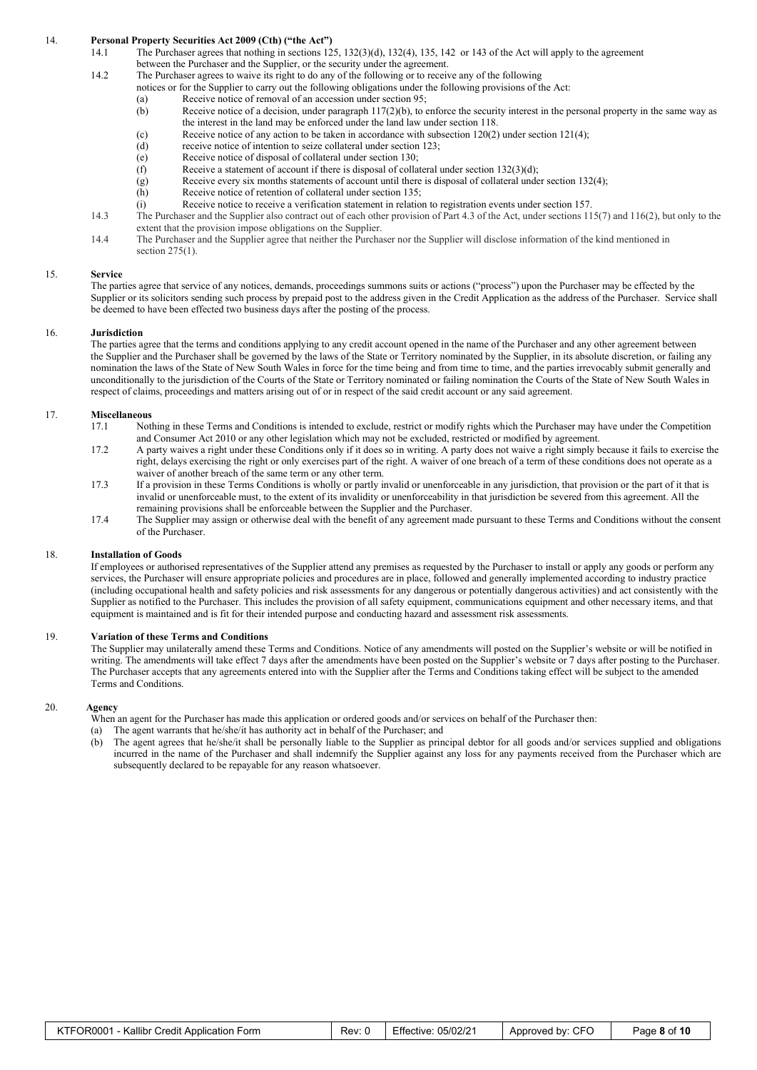## 14. Personal Property Securities Act 2009 (Cth) ("the Act")

14.1 The Purchaser agrees that nothing in sections 125, 132(3)(d), 132(4), 135, 142 or 143 of the Act will apply to the agreement between the Purchaser and the Supplier, or the security under the agreement.

14.2 The Purchaser agrees to waive its right to do any of the following or to receive any of the following notices or for the Supplier to carry out the following obligations under the following provisions of the Act:

(a) Receive notice of removal of an accession under section 95;

(b) Receive notice of a decision, under paragraph 117(2)(b), to enforce the security interest in the personal property in the same way as the interest in the land may be enforced under the land law under section 118.

(c) Receive notice of any action to be taken in accordance with subsection 120(2) under section 121(4);

(d) receive notice of intention to seize collateral under section 123;

(e) Receive notice of disposal of collateral under section 130;

(f) Receive a statement of account if there is disposal of collateral under section 132(3)(d);

(g) Receive every six months statements of account until there is disposal of collateral under section 132(4);

(h) Receive notice of retention of collateral under section 135;

(i) Receive notice to receive a verification statement in relation to registration events under section 157.

14.3 The Purchaser and the Supplier also contract out of each other provision of Part 4.3 of the Act, under sections 115(7) and 116(2), but only to the extent that the provision impose obligations on the Supplier.

14.4 The Purchaser and the Supplier agree that neither the Purchaser nor the Supplier will disclose information of the kind mentioned in section 275(1).

## 15. Service

The parties agree that service of any notices, demands, proceedings summons suits or actions ("process") upon the Purchaser may be effected by the Supplier or its solicitors sending such process by prepaid post to the address given in the Credit Application as the address of the Purchaser. Service shall be deemed to have been effected two business days after the posting of the process.

## 16. Jurisdiction

The parties agree that the terms and conditions applying to any credit account opened in the name of the Purchaser and any other agreement between the Supplier and the Purchaser shall be governed by the laws of the State or Territory nominated by the Supplier, in its absolute discretion, or failing any nomination the laws of the State of New South Wales in force for the time being and from time to time, and the parties irrevocably submit generally and unconditionally to the jurisdiction of the Courts of the State or Territory nominated or failing nomination the Courts of the State of New South Wales in respect of claims, proceedings and matters arising out of or in respect of the said credit account or any said agreement.

## 17. Miscellaneous

17.1 Nothing in these Terms and Conditions is intended to exclude, restrict or modify rights which the Purchaser may have under the Competition and Consumer Act 2010 or any other legislation which may not be excluded, restricted or modified by agreement.

17.2 A party waives a right under these Conditions only if it does so in writing. A party does not waive a right simply because it fails to exercise the right, delays exercising the right or only exercises part of the right. A waiver of one breach of a term of these conditions does not operate as a waiver of another breach of the same term or any other term.

17.3 If a provision in these Terms Conditions is wholly or partly invalid or unenforceable in any jurisdiction, that provision or the part of it that is invalid or unenforceable must, to the extent of its invalidity or unenforceability in that jurisdiction be severed from this agreement. All the remaining provisions shall be enforceable between the Supplier and the Purchaser.

17.4 The Supplier may assign or otherwise deal with the benefit of any agreement made pursuant to these Terms and Conditions without the consent of the Purchaser.

## 18. Installation of Goods

If employees or authorised representatives of the Supplier attend any premises as requested by the Purchaser to install or apply any goods or perform any services, the Purchaser will ensure appropriate policies and procedures are in place, followed and generally implemented according to industry practice (including occupational health and safety policies and risk assessments for any dangerous or potentially dangerous activities) and act consistently with the Supplier as notified to the Purchaser. This includes the provision of all safety equipment, communications equipment and other necessary items, and that equipment is maintained and is fit for their intended purpose and conducting hazard and assessment risk assessments.

## 19. Variation of these Terms and Conditions

The Supplier may unilaterally amend these Terms and Conditions. Notice of any amendments will posted on the Supplier's website or will be notified in writing. The amendments will take effect 7 days after the amendments have been posted on the Supplier's website or 7 days after posting to the Purchaser. The Purchaser accepts that any agreements entered into with the Supplier after the Terms and Conditions taking effect will be subject to the amended Terms and Conditions.

## 20. Agency

When an agent for the Purchaser has made this application or ordered goods and/or services on behalf of the Purchaser then:

(a) The agent warrants that he/she/it has authority act in behalf of the Purchaser; and

(b) The agent agrees that he/she/it shall be personally liable to the Supplier as principal debtor for all goods and/or services supplied and obligations incurred in the name of the Purchaser and shall indemnify the Supplier against any loss for any payments received from the Purchaser which are subsequently declared to be repayable for any reason whatsoever.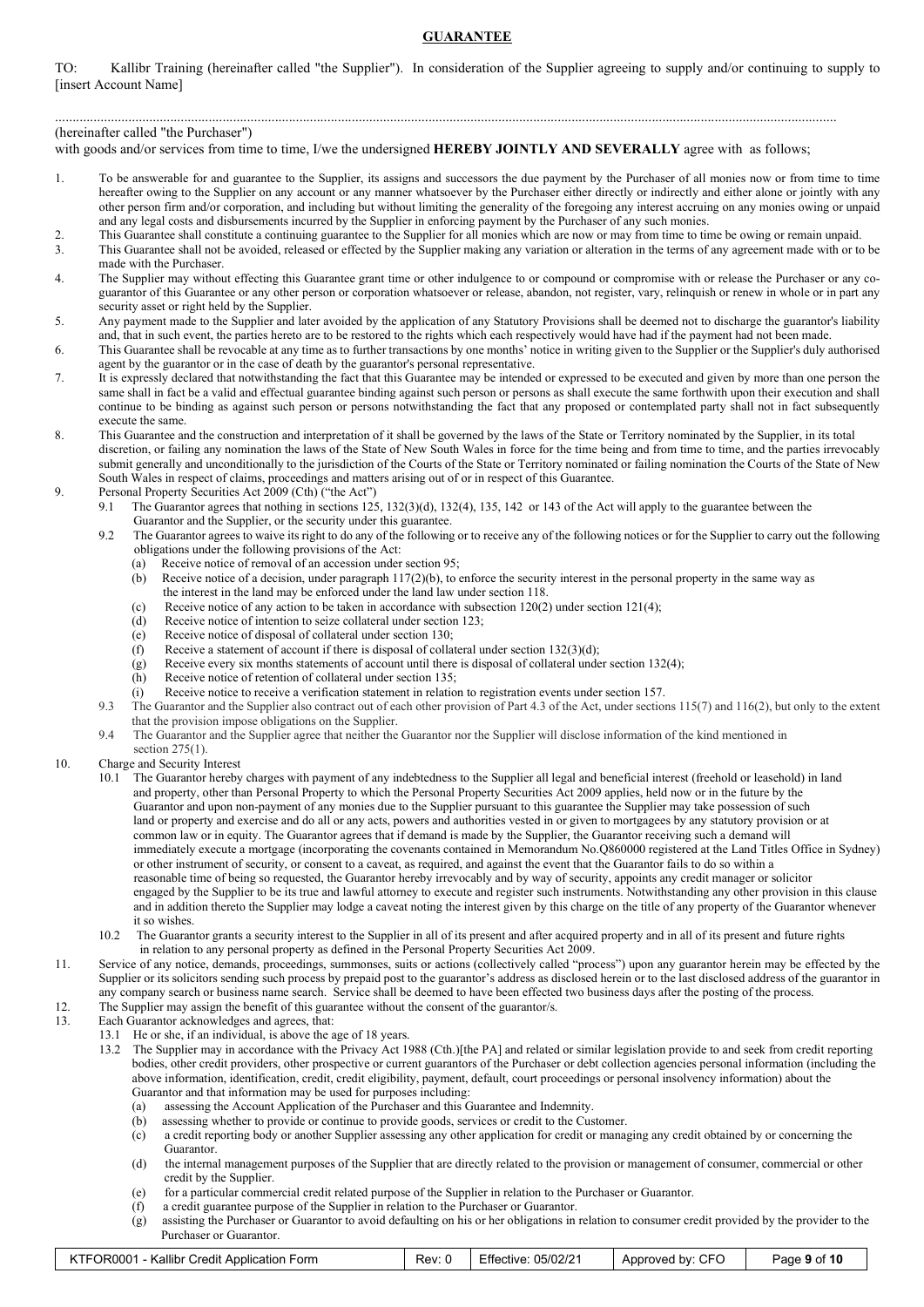# GUARANTEE

TO: Kallibr Training (hereinafter called "the Supplier"). In consideration of the Supplier agreeing to supply and/or continuing to supply to [insert Account Name]

..........................................................................................................................................................................................................

(hereinafter called "the Purchaser")

with goods and/or services from time to time, I/we the undersigned **HEREBY JOINTLY AND SEVERALLY** agree with as follows;

1. To be answerable for and guarantee to the Supplier, its assigns and successors the due payment by the Purchaser of all monies now or from time to time hereafter owing to the Supplier on any account or any manner whatsoever by the Purchaser either directly or indirectly and either alone or jointly with any other person firm and/or corporation, and including but without limiting the generality of the foregoing any interest accruing on any monies owing or unpaid and any legal costs and disbursements incurred by the Supplier in enforcing payment by the Purchaser of any such monies.
2. This Guarantee shall constitute a continuing guarantee to the Supplier for all monies which are now or may from time to time be owing or remain unpaid.
3. This Guarantee shall not be avoided, released or effected by the Supplier making any variation or alteration in the terms of any agreement made with or to be made with the Purchaser.
4. The Supplier may without effecting this Guarantee grant time or other indulgence to or compound or compromise with or release the Purchaser or any co-guarantor of this Guarantee or any other person or corporation whatsoever or release, abandon, not register, vary, relinquish or renew in whole or in part any security asset or right held by the Supplier.
5. Any payment made to the Supplier and later avoided by the application of any Statutory Provisions shall be deemed not to discharge the guarantor's liability and, that in such event, the parties hereto are to be restored to the rights which each respectively would have had if the payment had not been made.
6. This Guarantee shall be revocable at any time as to further transactions by one months' notice in writing given to the Supplier or the Supplier's duly authorised agent by the guarantor or in the case of death by the guarantor's personal representative.
7. It is expressly declared that notwithstanding the fact that this Guarantee may be intended or expressed to be executed and given by more than one person the same shall in fact be a valid and effectual guarantee binding against such person or persons as shall execute the same forthwith upon their execution and shall continue to be binding as against such person or persons notwithstanding the fact that any proposed or contemplated party shall not in fact subsequently execute the same.
8. This Guarantee and the construction and interpretation of it shall be governed by the laws of the State or Territory nominated by the Supplier, in its total discretion, or failing any nomination the laws of the State of New South Wales in force for the time being and from time to time, and the parties irrevocably submit generally and unconditionally to the jurisdiction of the Courts of the State or Territory nominated or failing nomination the Courts of the State of New South Wales in respect of claims, proceedings and matters arising out of or in respect of this Guarantee.
9. Personal Property Securities Act 2009 (Cth) ("the Act")
   - 9.1 The Guarantor agrees that nothing in sections 125, 132(3)(d), 132(4), 135, 142 or 143 of the Act will apply to the guarantee between the Guarantor and the Supplier, or the security under this guarantee.
   - 9.2 The Guarantor agrees to waive its right to do any of the following or to receive any of the following notices or for the Supplier to carry out the following obligations under the following provisions of the Act:
     - (a) Receive notice of removal of an accession under section 95;
     - (b) Receive notice of a decision, under paragraph 117(2)(b), to enforce the security interest in the personal property in the same way as the interest in the land may be enforced under the land law under section 118.
     - (c) Receive notice of any action to be taken in accordance with subsection 120(2) under section 121(4);
     - (d) Receive notice of intention to seize collateral under section 123;
     - (e) Receive notice of disposal of collateral under section 130;
     - (f) Receive a statement of account if there is disposal of collateral under section 132(3)(d);
     - (g) Receive every six months statements of account until there is disposal of collateral under section 132(4);
     - (h) Receive notice of retention of collateral under section 135;
     - (i) Receive notice to receive a verification statement in relation to registration events under section 157.
   - 9.3 The Guarantor and the Supplier also contract out of each other provision of Part 4.3 of the Act, under sections 115(7) and 116(2), but only to the extent that the provision impose obligations on the Supplier.
   - 9.4 The Guarantor and the Supplier agree that neither the Guarantor nor the Supplier will disclose information of the kind mentioned in section 275(1).
10. Charge and Security Interest
    - 10.1 The Guarantor hereby charges with payment of any indebtedness to the Supplier all legal and beneficial interest (freehold or leasehold) in land and property, other than Personal Property to which the Personal Property Securities Act 2009 applies, held now or in the future by the Guarantor and upon non-payment of any monies due to the Supplier pursuant to this guarantee the Supplier may take possession of such land or property and exercise and do all or any acts, powers and authorities vested in or given to mortgagees by any statutory provision or at common law or in equity. The Guarantor agrees that if demand is made by the Supplier, the Guarantor receiving such a demand will immediately execute a mortgage (incorporating the covenants contained in Memorandum No.Q860000 registered at the Land Titles Office in Sydney) or other instrument of security, or consent to a caveat, as required, and against the event that the Guarantor fails to do so within a reasonable time of being so requested, the Guarantor hereby irrevocably and by way of security, appoints any credit manager or solicitor engaged by the Supplier to be its true and lawful attorney to execute and register such instruments. Notwithstanding any other provision in this clause and in addition thereto the Supplier may lodge a caveat noting the interest given by this charge on the title of any property of the Guarantor whenever it so wishes.
    - 10.2 The Guarantor grants a security interest to the Supplier in all of its present and after acquired property and in all of its present and future rights in relation to any personal property as defined in the Personal Property Securities Act 2009.
11. Service of any notice, demands, proceedings, summonses, suits or actions (collectively called "process") upon any guarantor herein may be effected by the Supplier or its solicitors sending such process by prepaid post to the guarantor's address as disclosed herein or to the last disclosed address of the guarantor in any company search or business name search. Service shall be deemed to have been effected two business days after the posting of the process.
12. The Supplier may assign the benefit of this guarantee without the consent of the guarantor/s.
13. Each Guarantor acknowledges and agrees, that:
    - 13.1 He or she, if an individual, is above the age of 18 years.
    - 13.2 The Supplier may in accordance with the Privacy Act 1988 (Cth.)[the PA] and related or similar legislation provide to and seek from credit reporting bodies, other credit providers, other prospective or current guarantors of the Purchaser or debt collection agencies personal information (including the above information, identification, credit, credit eligibility, payment, default, court proceedings or personal insolvency information) about the Guarantor and that information may be used for purposes including:
      - (a) assessing the Account Application of the Purchaser and this Guarantee and Indemnity.
      - (b) assessing whether to provide or continue to provide goods, services or credit to the Customer.
      - (c) a credit reporting body or another Supplier assessing any other application for credit or managing any credit obtained by or concerning the Guarantor.
      - (d) the internal management purposes of the Supplier that are directly related to the provision or management of consumer, commercial or other credit by the Supplier.
      - (e) for a particular commercial credit related purpose of the Supplier in relation to the Purchaser or Guarantor.
      - (f) a credit guarantee purpose of the Supplier in relation to the Purchaser or Guarantor.
      - (g) assisting the Purchaser or Guarantor to avoid defaulting on his or her obligations in relation to consumer credit provided by the provider to the Purchaser or Guarantor.

| KTFOR0001 - Kallibr Credit Application Form | Rev: 0 | Effective: 05/02/21 | Approved by: CFO |
|---|---|---|---|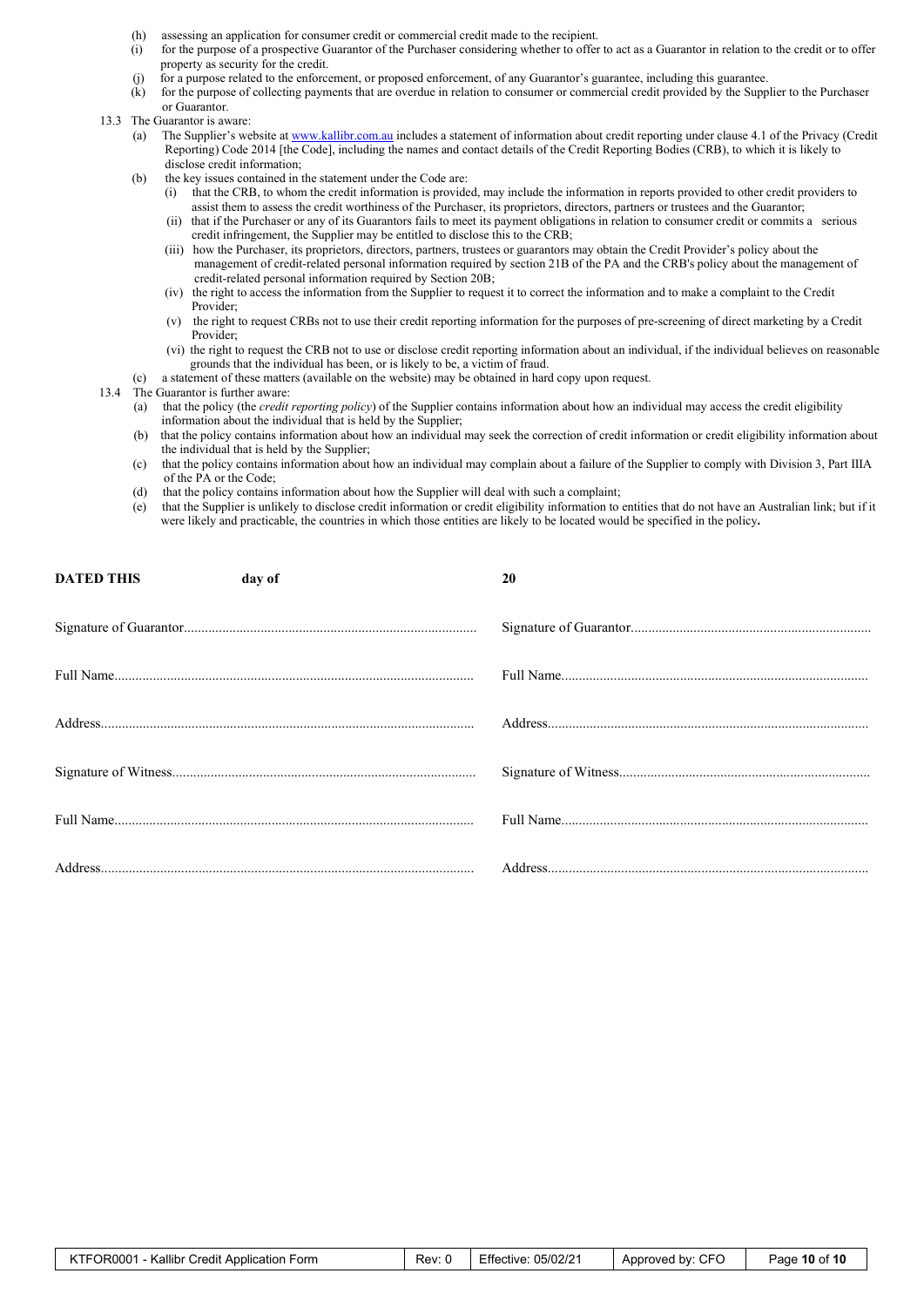(h) assessing an application for consumer credit or commercial credit made to the recipient.
(i) for the purpose of a prospective Guarantor of the Purchaser considering whether to offer to act as a Guarantor in relation to the credit or to offer property as security for the credit.
(j) for a purpose related to the enforcement, or proposed enforcement, of any Guarantor's guarantee, including this guarantee.
(k) for the purpose of collecting payments that are overdue in relation to consumer or commercial credit provided by the Supplier to the Purchaser or Guarantor.

13.3 The Guarantor is aware:

(a) The Supplier's website at www.kallibr.com.au includes a statement of information about credit reporting under clause 4.1 of the Privacy (Credit Reporting) Code 2014 [the Code], including the names and contact details of the Credit Reporting Bodies (CRB), to which it is likely to disclose credit information;
(b) the key issues contained in the statement under the Code are:
  (i) that the CRB, to whom the credit information is provided, may include the information in reports provided to other credit providers to assist them to assess the credit worthiness of the Purchaser, its proprietors, directors, partners or trustees and the Guarantor;
  (ii) that if the Purchaser or any of its Guarantors fails to meet its payment obligations in relation to consumer credit or commits a serious credit infringement, the Supplier may be entitled to disclose this to the CRB;
  (iii) how the Purchaser, its proprietors, directors, partners, trustees or guarantors may obtain the Credit Provider's policy about the management of credit-related personal information required by section 21B of the PA and the CRB's policy about the management of credit-related personal information required by Section 20B;
  (iv) the right to access the information from the Supplier to request it to correct the information and to make a complaint to the Credit Provider;
  (v) the right to request CRBs not to use their credit reporting information for the purposes of pre-screening of direct marketing by a Credit Provider;
  (vi) the right to request the CRB not to use or disclose credit reporting information about an individual, if the individual believes on reasonable grounds that the individual has been, or is likely to be, a victim of fraud.
(c) a statement of these matters (available on the website) may be obtained in hard copy upon request.

13.4 The Guarantor is further aware:

(a) that the policy (the *credit reporting policy*) of the Supplier contains information about how an individual may access the credit eligibility information about the individual that is held by the Supplier;
(b) that the policy contains information about how an individual may seek the correction of credit information or credit eligibility information about the individual that is held by the Supplier;
(c) that the policy contains information about how an individual may complain about a failure of the Supplier to comply with Division 3, Part IIIA of the PA or the Code;
(d) that the policy contains information about how the Supplier will deal with such a complaint;
(e) that the Supplier is unlikely to disclose credit information or credit eligibility information to entities that do not have an Australian link; but if it were likely and practicable, the countries in which those entities are likely to be located would be specified in the policy**.**

**DATED THIS** **day of** **20**

Signature of Guarantor.................................................................................... Signature of Guarantor....................................................................

Full Name...................................................................................................... Full Name........................................................................................

Address.......................................................................................................... Address............................................................................................

Signature of Witness...................................................................................... Signature of Witness........................................................................

Full Name...................................................................................................... Full Name........................................................................................

Address.......................................................................................................... Address............................................................................................

| | | | | |
|---|---|---|---|---|
| KTFOR0001 - Kallibr Credit Application Form | Rev: 0 | Effective: 05/02/21 | Approved by: CFO | Page **10** of **10** |